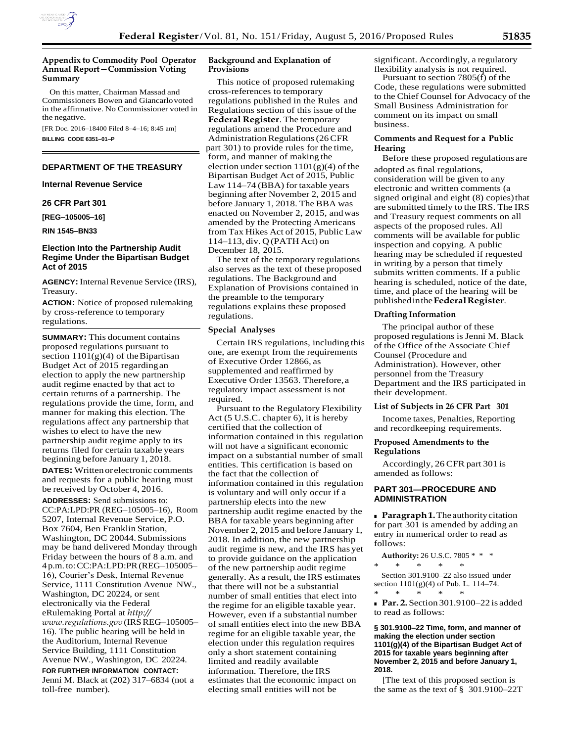## Appendix to Commodity Pool Operator Annual Report—Commission Voting Summary

On this matter, Chairman Massad and Commissioners Bowen and Giancarlo voted in the affirmative. No Commissioner voted in the negative.

[FR Doc. 2016–18400 Filed 8–4–16; 8:45 am]

**BILLING CODE 6351–01–P**

---

## DEPARTMENT OF THE TREASURY

### Internal Revenue Service

### 26 CFR Part 301

**[REG–105005–16]**

**RIN 1545–BN33**

### Election Into the Partnership Audit Regime Under the Bipartisan Budget Act of 2015

**AGENCY:** Internal Revenue Service (IRS), Treasury.

**ACTION:** Notice of proposed rulemaking by cross-reference to temporary regulations.

**SUMMARY:** This document contains proposed regulations pursuant to section 1101(g)(4) of the Bipartisan Budget Act of 2015 regarding an election to apply the new partnership audit regime enacted by that act to certain returns of a partnership. The regulations provide the time, form, and manner for making this election. The regulations affect any partnership that wishes to elect to have the new partnership audit regime apply to its returns filed for certain taxable years beginning before January 1, 2018.

**DATES:** Written or electronic comments and requests for a public hearing must be received by October 4, 2016.

**ADDRESSES:** Send submissions to: CC:PA:LPD:PR (REG–105005–16), Room 5207, Internal Revenue Service, P.O. Box 7604, Ben Franklin Station, Washington, DC 20044. Submissions may be hand delivered Monday through Friday between the hours of 8 a.m. and 4 p.m. to: CC:PA:LPD:PR (REG–105005–16), Courier's Desk, Internal Revenue Service, 1111 Constitution Avenue NW., Washington, DC 20224, or sent electronically via the Federal eRulemaking Portal at *http://www.regulations.gov* (IRS REG–105005–16). The public hearing will be held in the Auditorium, Internal Revenue Service Building, 1111 Constitution Avenue NW., Washington, DC 20224.

**FOR FURTHER INFORMATION CONTACT:** Jenni M. Black at (202) 317–6834 (not a toll-free number).

**SUPPLEMENTARY INFORMATION:**

### Background and Explanation of Provisions

This notice of proposed rulemaking cross-references to temporary regulations published in the Rules and Regulations section of this issue of the **Federal Register**. The temporary regulations amend the Procedure and Administration Regulations (26 CFR part 301) to provide rules for the time, form, and manner of making the election under section 1101(g)(4) of the Bipartisan Budget Act of 2015, Public Law 114–74 (BBA) for taxable years beginning after November 2, 2015 and before January 1, 2018. The BBA was enacted on November 2, 2015, and was amended by the Protecting Americans from Tax Hikes Act of 2015, Public Law 114–113, div. Q (PATH Act) on December 18, 2015.

The text of the temporary regulations also serves as the text of these proposed regulations. The Background and Explanation of Provisions contained in the preamble to the temporary regulations explains these proposed regulations.

### Special Analyses

Certain IRS regulations, including this one, are exempt from the requirements of Executive Order 12866, as supplemented and reaffirmed by Executive Order 13563. Therefore, a regulatory impact assessment is not required.

Pursuant to the Regulatory Flexibility Act (5 U.S.C. chapter 6), it is hereby certified that the collection of information contained in this regulation will not have a significant economic impact on a substantial number of small entities. This certification is based on the fact that the collection of information contained in this regulation is voluntary and will only occur if a partnership elects into the new partnership audit regime enacted by the BBA for taxable years beginning after November 2, 2015 and before January 1, 2018. In addition, the new partnership audit regime is new, and the IRS has yet to provide guidance on the application of the new partnership audit regime generally. As a result, the IRS estimates that there will not be a substantial number of small entities that elect into the regime for an eligible taxable year. However, even if a substantial number of small entities elect into the new BBA regime for an eligible taxable year, the election under this regulation requires only a short statement containing limited and readily available information. Therefore, the IRS estimates that the economic impact on electing small entities will not be significant. Accordingly, a regulatory flexibility analysis is not required.

Pursuant to section 7805(f) of the Code, these regulations were submitted to the Chief Counsel for Advocacy of the Small Business Administration for comment on its impact on small business.

### Comments and Request for a Public Hearing

Before these proposed regulations are adopted as final regulations, consideration will be given to any electronic and written comments (a signed original and eight (8) copies) that are submitted timely to the IRS. The IRS and Treasury request comments on all aspects of the proposed rules. All comments will be available for public inspection and copying. A public hearing may be scheduled if requested in writing by a person that timely submits written comments. If a public hearing is scheduled, notice of the date, time, and place of the hearing will be published in the **Federal Register**.

### Drafting Information

The principal author of these proposed regulations is Jenni M. Black of the Office of the Associate Chief Counsel (Procedure and Administration). However, other personnel from the Treasury Department and the IRS participated in their development.

### List of Subjects in 26 CFR Part 301

Income taxes, Penalties, Reporting and recordkeeping requirements.

### Proposed Amendments to the Regulations

Accordingly, 26 CFR part 301 is amended as follows:

## PART 301—PROCEDURE AND ADMINISTRATION

■ **Paragraph 1.** The authority citation for part 301 is amended by adding an entry in numerical order to read as follows:

**Authority:** 26 U.S.C. 7805 * * *

\* \* \* \* \*

Section 301.9100–22 also issued under section 1101(g)(4) of Pub. L. 114–74.

\* \* \* \* \*

■ **Par. 2.** Section 301.9100–22 is added to read as follows:

**§ 301.9100–22 Time, form, and manner of making the election under section 1101(g)(4) of the Bipartisan Budget Act of 2015 for taxable years beginning after November 2, 2015 and before January 1, 2018.**

[The text of this proposed section is the same as the text of § 301.9100–22T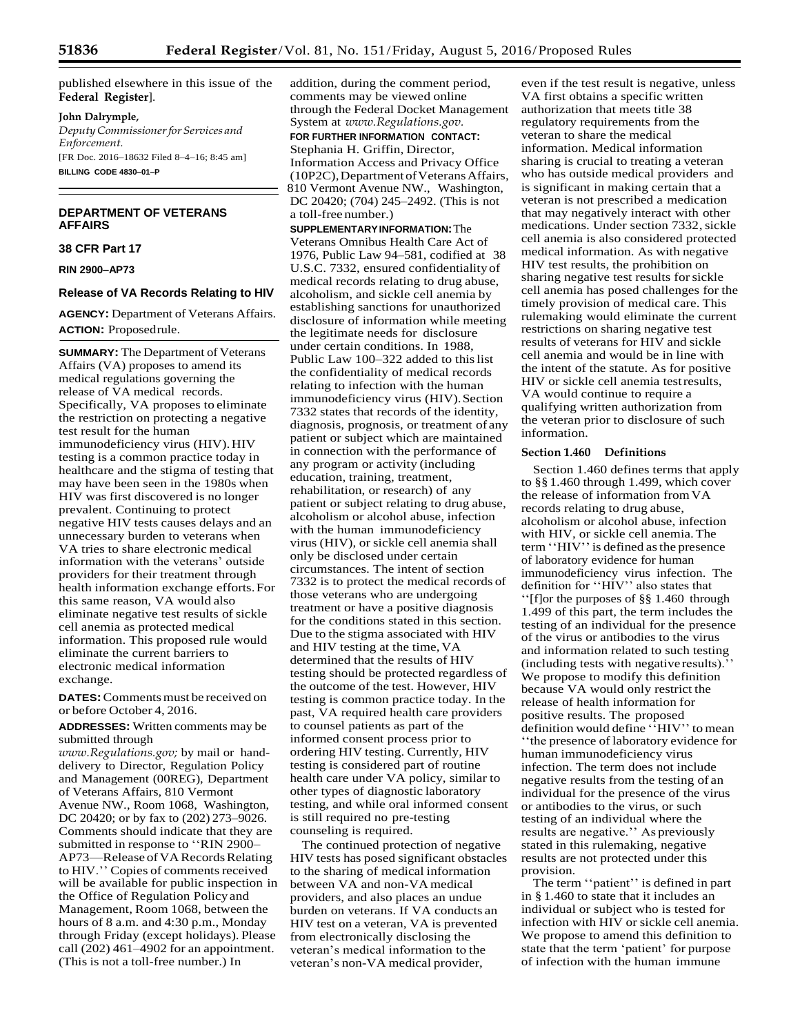published elsewhere in this issue of the **Federal Register**].

**John Dalrymple,**

*Deputy Commissioner for Services and Enforcement.*

[FR Doc. 2016–18632 Filed 8–4–16; 8:45 am]

**BILLING CODE 4830–01–P**

---

## DEPARTMENT OF VETERANS AFFAIRS

### 38 CFR Part 17

**RIN 2900–AP73**

### Release of VA Records Relating to HIV

**AGENCY:** Department of Veterans Affairs.

**ACTION:** Proposed rule.

---

**SUMMARY:** The Department of Veterans Affairs (VA) proposes to amend its medical regulations governing the release of VA medical records. Specifically, VA proposes to eliminate the restriction on protecting a negative test result for the human immunodeficiency virus (HIV). HIV testing is a common practice today in healthcare and the stigma of testing that may have been seen in the 1980s when HIV was first discovered is no longer prevalent. Continuing to protect negative HIV tests causes delays and an unnecessary burden to veterans when VA tries to share electronic medical information with the veterans' outside providers for their treatment through health information exchange efforts. For this same reason, VA would also eliminate negative test results of sickle cell anemia as protected medical information. This proposed rule would eliminate the current barriers to electronic medical information exchange.

**DATES:** Comments must be received on or before October 4, 2016.

**ADDRESSES:** Written comments may be submitted through *www.Regulations.gov;* by mail or hand-delivery to Director, Regulation Policy and Management (00REG), Department of Veterans Affairs, 810 Vermont Avenue NW., Room 1068, Washington, DC 20420; or by fax to (202) 273–9026. Comments should indicate that they are submitted in response to ''RIN 2900–AP73—Release of VA Records Relating to HIV.'' Copies of comments received will be available for public inspection in the Office of Regulation Policy and Management, Room 1068, between the hours of 8 a.m. and 4:30 p.m., Monday through Friday (except holidays). Please call (202) 461–4902 for an appointment. (This is not a toll-free number.) In addition, during the comment period, comments may be viewed online through the Federal Docket Management System at *www.Regulations.gov.*

**FOR FURTHER INFORMATION CONTACT:** Stephania H. Griffin, Director, Information Access and Privacy Office (10P2C), Department of Veterans Affairs, 810 Vermont Avenue NW., Washington, DC 20420; (704) 245–2492. (This is not a toll-free number.)

**SUPPLEMENTARY INFORMATION:** The Veterans Omnibus Health Care Act of 1976, Public Law 94–581, codified at 38 U.S.C. 7332, ensured confidentiality of medical records relating to drug abuse, alcoholism, and sickle cell anemia by establishing sanctions for unauthorized disclosure of information while meeting the legitimate needs for disclosure under certain conditions. In 1988, Public Law 100–322 added to this list the confidentiality of medical records relating to infection with the human immunodeficiency virus (HIV). Section 7332 states that records of the identity, diagnosis, prognosis, or treatment of any patient or subject which are maintained in connection with the performance of any program or activity (including education, training, treatment, rehabilitation, or research) of any patient or subject relating to drug abuse, alcoholism or alcohol abuse, infection with the human immunodeficiency virus (HIV), or sickle cell anemia shall only be disclosed under certain circumstances. The intent of section 7332 is to protect the medical records of those veterans who are undergoing treatment or have a positive diagnosis for the conditions stated in this section. Due to the stigma associated with HIV and HIV testing at the time, VA determined that the results of HIV testing should be protected regardless of the outcome of the test. However, HIV testing is common practice today. In the past, VA required health care providers to counsel patients as part of the informed consent process prior to ordering HIV testing. Currently, HIV testing is considered part of routine health care under VA policy, similar to other types of diagnostic laboratory testing, and while oral informed consent is still required no pre-testing counseling is required.

The continued protection of negative HIV tests has posed significant obstacles to the sharing of medical information between VA and non-VA medical providers, and also places an undue burden on veterans. If VA conducts an HIV test on a veteran, VA is prevented from electronically disclosing the veteran's medical information to the veteran's non-VA medical provider, even if the test result is negative, unless VA first obtains a specific written authorization that meets title 38 regulatory requirements from the veteran to share the medical information. Medical information sharing is crucial to treating a veteran who has outside medical providers and is significant in making certain that a veteran is not prescribed a medication that may negatively interact with other medications. Under section 7332, sickle cell anemia is also considered protected medical information. As with negative HIV test results, the prohibition on sharing negative test results for sickle cell anemia has posed challenges for the timely provision of medical care. This rulemaking would eliminate the current restrictions on sharing negative test results of veterans for HIV and sickle cell anemia and would be in line with the intent of the statute. As for positive HIV or sickle cell anemia test results, VA would continue to require a qualifying written authorization from the veteran prior to disclosure of such information.

#### Section 1.460 Definitions

Section 1.460 defines terms that apply to §§ 1.460 through 1.499, which cover the release of information from VA records relating to drug abuse, alcoholism or alcohol abuse, infection with HIV, or sickle cell anemia. The term ''HIV'' is defined as the presence of laboratory evidence for human immunodeficiency virus infection. The definition for ''HIV'' also states that ''[f]or the purposes of §§ 1.460 through 1.499 of this part, the term includes the testing of an individual for the presence of the virus or antibodies to the virus and information related to such testing (including tests with negative results).'' We propose to modify this definition because VA would only restrict the release of health information for positive results. The proposed definition would define ''HIV'' to mean ''the presence of laboratory evidence for human immunodeficiency virus infection. The term does not include negative results from the testing of an individual for the presence of the virus or antibodies to the virus, or such testing of an individual where the results are negative.'' As previously stated in this rulemaking, negative results are not protected under this provision.

The term ''patient'' is defined in part in § 1.460 to state that it includes an individual or subject who is tested for infection with HIV or sickle cell anemia. We propose to amend this definition to state that the term 'patient' for purpose of infection with the human immune